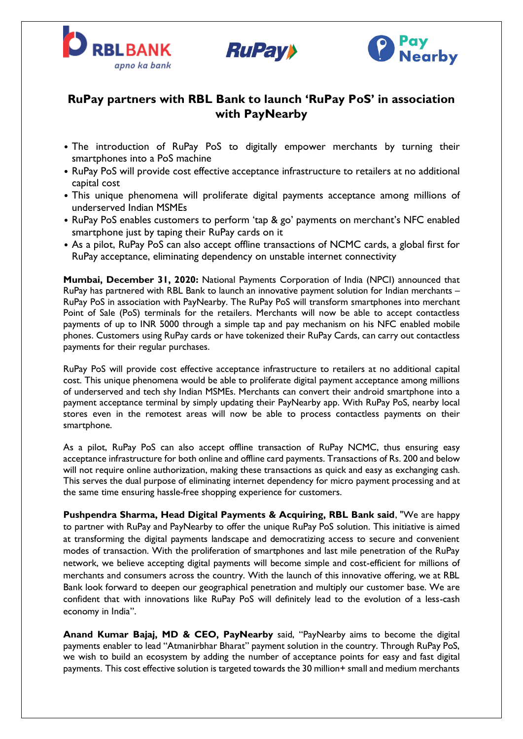# RuPay partners with RBL Bank to launch 'RuPay PoS' in association with PayNearby

- The introduction of RuPay PoS to digitally empower merchants by turning their smartphones into a PoS machine
- RuPay PoS will provide cost effective acceptance infrastructure to retailers at no additional capital cost
- This unique phenomena will proliferate digital payments acceptance among millions of underserved Indian MSMEs
- RuPay PoS enables customers to perform 'tap & go' payments on merchant's NFC enabled smartphone just by taping their RuPay cards on it
- As a pilot, RuPay PoS can also accept offline transactions of NCMC cards, a global first for RuPay acceptance, eliminating dependency on unstable internet connectivity

**Mumbai, December 31, 2020:** National Payments Corporation of India (NPCI) announced that RuPay has partnered with RBL Bank to launch an innovative payment solution for Indian merchants – RuPay PoS in association with PayNearby. The RuPay PoS will transform smartphones into merchant Point of Sale (PoS) terminals for the retailers. Merchants will now be able to accept contactless payments of up to INR 5000 through a simple tap and pay mechanism on his NFC enabled mobile phones. Customers using RuPay cards or have tokenized their RuPay Cards, can carry out contactless payments for their regular purchases.

RuPay PoS will provide cost effective acceptance infrastructure to retailers at no additional capital cost. This unique phenomena would be able to proliferate digital payment acceptance among millions of underserved and tech shy Indian MSMEs. Merchants can convert their android smartphone into a payment acceptance terminal by simply updating their PayNearby app. With RuPay PoS, nearby local stores even in the remotest areas will now be able to process contactless payments on their smartphone.

As a pilot, RuPay PoS can also accept offline transaction of RuPay NCMC, thus ensuring easy acceptance infrastructure for both online and offline card payments. Transactions of Rs. 200 and below will not require online authorization, making these transactions as quick and easy as exchanging cash. This serves the dual purpose of eliminating internet dependency for micro payment processing and at the same time ensuring hassle-free shopping experience for customers.

**Pushpendra Sharma, Head Digital Payments & Acquiring, RBL Bank said**, "We are happy to partner with RuPay and PayNearby to offer the unique RuPay PoS solution. This initiative is aimed at transforming the digital payments landscape and democratizing access to secure and convenient modes of transaction. With the proliferation of smartphones and last mile penetration of the RuPay network, we believe accepting digital payments will become simple and cost-efficient for millions of merchants and consumers across the country. With the launch of this innovative offering, we at RBL Bank look forward to deepen our geographical penetration and multiply our customer base. We are confident that with innovations like RuPay PoS will definitely lead to the evolution of a less-cash economy in India".

**Anand Kumar Bajaj, MD & CEO, PayNearby** said, "PayNearby aims to become the digital payments enabler to lead "Atmanirbhar Bharat" payment solution in the country. Through RuPay PoS, we wish to build an ecosystem by adding the number of acceptance points for easy and fast digital payments. This cost effective solution is targeted towards the 30 million+ small and medium merchants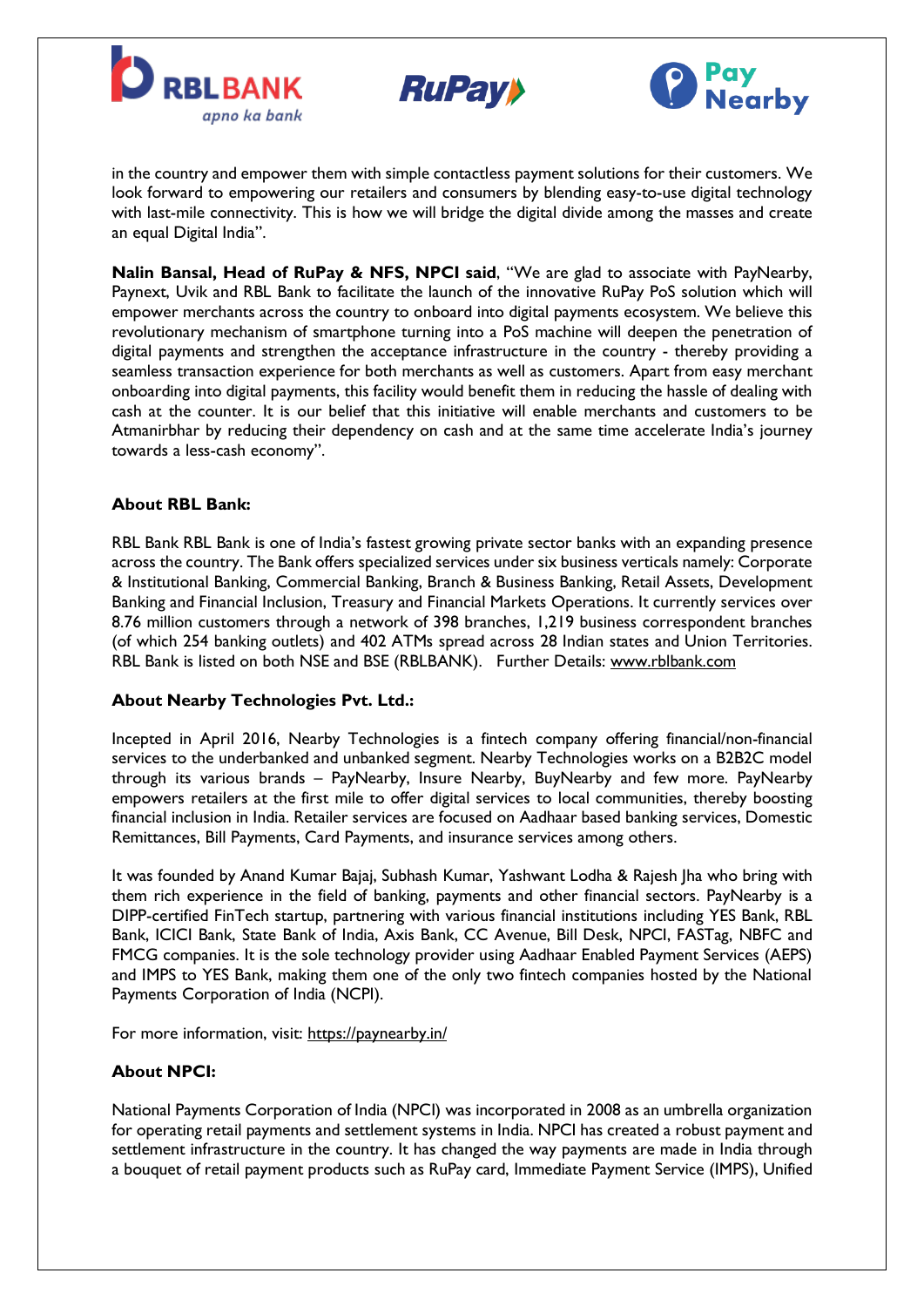in the country and empower them with simple contactless payment solutions for their customers. We look forward to empowering our retailers and consumers by blending easy-to-use digital technology with last-mile connectivity. This is how we will bridge the digital divide among the masses and create an equal Digital India".

**Nalin Bansal, Head of RuPay & NFS, NPCI said**, "We are glad to associate with PayNearby, Paynext, Uvik and RBL Bank to facilitate the launch of the innovative RuPay PoS solution which will empower merchants across the country to onboard into digital payments ecosystem. We believe this revolutionary mechanism of smartphone turning into a PoS machine will deepen the penetration of digital payments and strengthen the acceptance infrastructure in the country - thereby providing a seamless transaction experience for both merchants as well as customers. Apart from easy merchant onboarding into digital payments, this facility would benefit them in reducing the hassle of dealing with cash at the counter. It is our belief that this initiative will enable merchants and customers to be Atmanirbhar by reducing their dependency on cash and at the same time accelerate India's journey towards a less-cash economy".

**About RBL Bank:**

RBL Bank RBL Bank is one of India's fastest growing private sector banks with an expanding presence across the country. The Bank offers specialized services under six business verticals namely: Corporate & Institutional Banking, Commercial Banking, Branch & Business Banking, Retail Assets, Development Banking and Financial Inclusion, Treasury and Financial Markets Operations. It currently services over 8.76 million customers through a network of 398 branches, 1,219 business correspondent branches (of which 254 banking outlets) and 402 ATMs spread across 28 Indian states and Union Territories. RBL Bank is listed on both NSE and BSE (RBLBANK). Further Details: www.rblbank.com

**About Nearby Technologies Pvt. Ltd.:**

Incepted in April 2016, Nearby Technologies is a fintech company offering financial/non-financial services to the underbanked and unbanked segment. Nearby Technologies works on a B2B2C model through its various brands – PayNearby, Insure Nearby, BuyNearby and few more. PayNearby empowers retailers at the first mile to offer digital services to local communities, thereby boosting financial inclusion in India. Retailer services are focused on Aadhaar based banking services, Domestic Remittances, Bill Payments, Card Payments, and insurance services among others.

It was founded by Anand Kumar Bajaj, Subhash Kumar, Yashwant Lodha & Rajesh Jha who bring with them rich experience in the field of banking, payments and other financial sectors. PayNearby is a DIPP-certified FinTech startup, partnering with various financial institutions including YES Bank, RBL Bank, ICICI Bank, State Bank of India, Axis Bank, CC Avenue, Bill Desk, NPCI, FASTag, NBFC and FMCG companies. It is the sole technology provider using Aadhaar Enabled Payment Services (AEPS) and IMPS to YES Bank, making them one of the only two fintech companies hosted by the National Payments Corporation of India (NCPI).

For more information, visit: https://paynearby.in/

**About NPCI:**

National Payments Corporation of India (NPCI) was incorporated in 2008 as an umbrella organization for operating retail payments and settlement systems in India. NPCI has created a robust payment and settlement infrastructure in the country. It has changed the way payments are made in India through a bouquet of retail payment products such as RuPay card, Immediate Payment Service (IMPS), Unified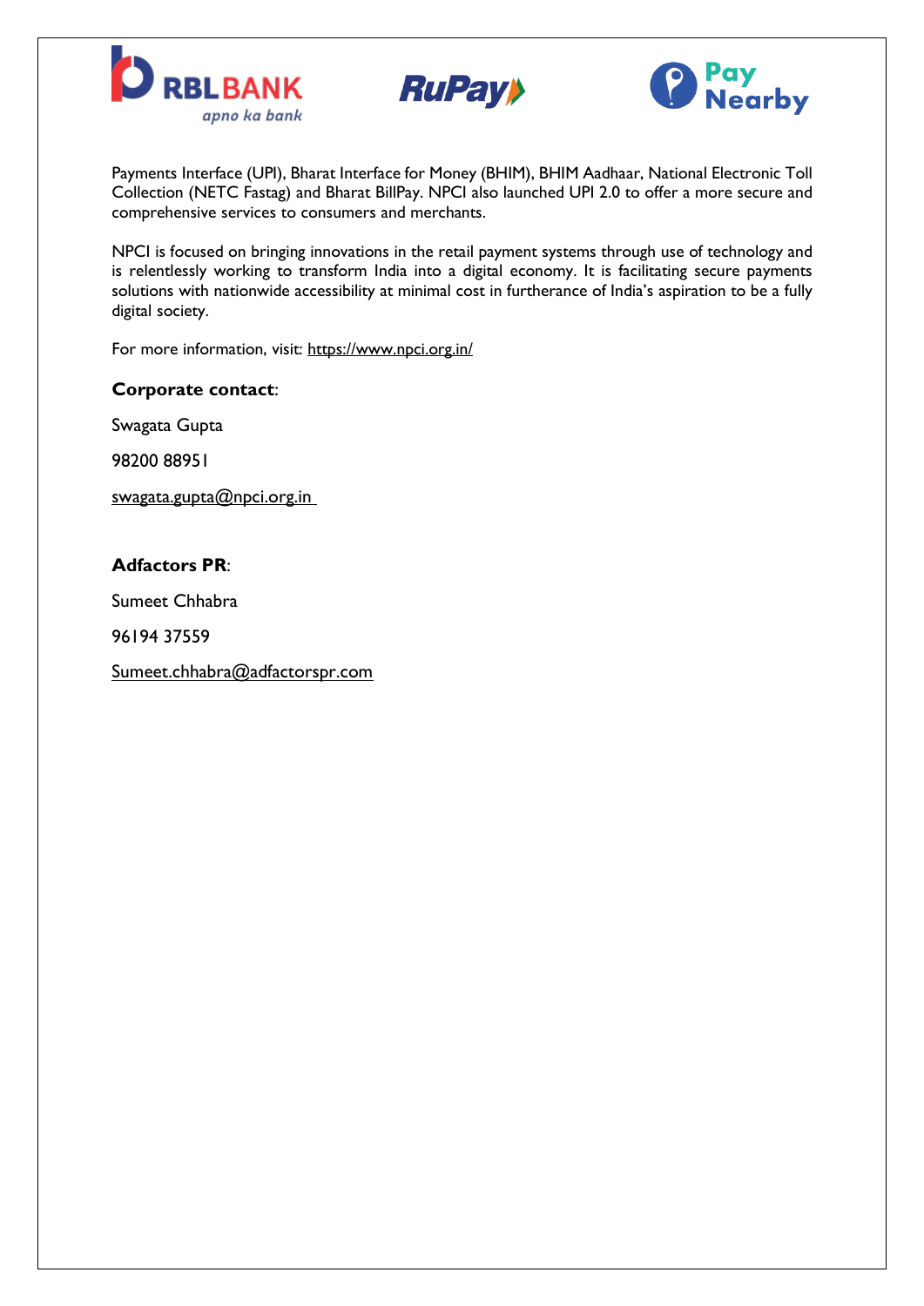Payments Interface (UPI), Bharat Interface for Money (BHIM), BHIM Aadhaar, National Electronic Toll Collection (NETC Fastag) and Bharat BillPay. NPCI also launched UPI 2.0 to offer a more secure and comprehensive services to consumers and merchants.

NPCI is focused on bringing innovations in the retail payment systems through use of technology and is relentlessly working to transform India into a digital economy. It is facilitating secure payments solutions with nationwide accessibility at minimal cost in furtherance of India's aspiration to be a fully digital society.

For more information, visit: https://www.npci.org.in/

**Corporate contact**:

Swagata Gupta

98200 88951

swagata.gupta@npci.org.in

**Adfactors PR**:

Sumeet Chhabra

96194 37559

Sumeet.chhabra@adfactorspr.com